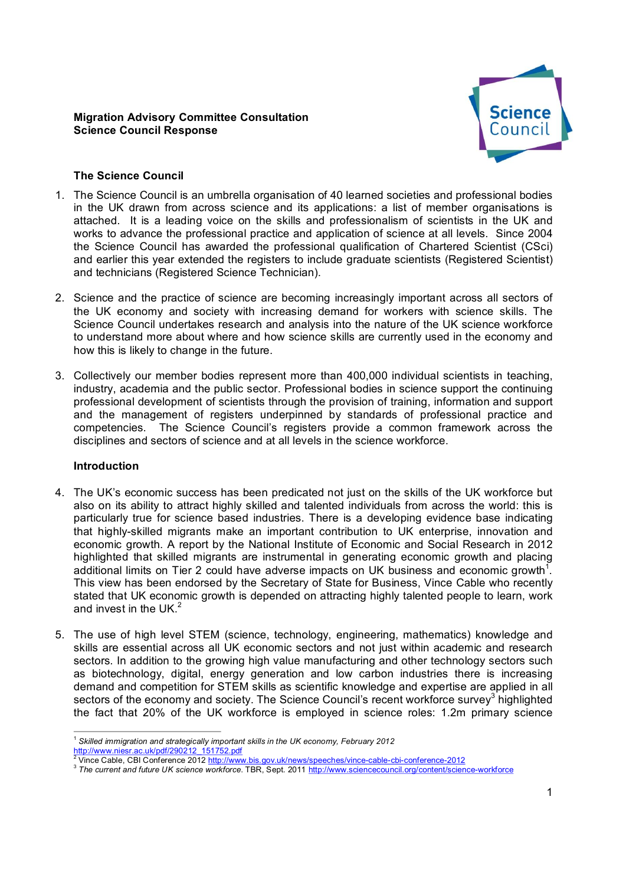**Migration Advisory Committee Consultation**
**Science Council Response**

Science Council

**The Science Council**

1. The Science Council is an umbrella organisation of 40 learned societies and professional bodies in the UK drawn from across science and its applications: a list of member organisations is attached. It is a leading voice on the skills and professionalism of scientists in the UK and works to advance the professional practice and application of science at all levels. Since 2004 the Science Council has awarded the professional qualification of Chartered Scientist (CSci) and earlier this year extended the registers to include graduate scientists (Registered Scientist) and technicians (Registered Science Technician).

2. Science and the practice of science are becoming increasingly important across all sectors of the UK economy and society with increasing demand for workers with science skills. The Science Council undertakes research and analysis into the nature of the UK science workforce to understand more about where and how science skills are currently used in the economy and how this is likely to change in the future.

3. Collectively our member bodies represent more than 400,000 individual scientists in teaching, industry, academia and the public sector. Professional bodies in science support the continuing professional development of scientists through the provision of training, information and support and the management of registers underpinned by standards of professional practice and competencies. The Science Council's registers provide a common framework across the disciplines and sectors of science and at all levels in the science workforce.

**Introduction**

4. The UK's economic success has been predicated not just on the skills of the UK workforce but also on its ability to attract highly skilled and talented individuals from across the world: this is particularly true for science based industries. There is a developing evidence base indicating that highly-skilled migrants make an important contribution to UK enterprise, innovation and economic growth. A report by the National Institute of Economic and Social Research in 2012 highlighted that skilled migrants are instrumental in generating economic growth and placing additional limits on Tier 2 could have adverse impacts on UK business and economic growth[1]. This view has been endorsed by the Secretary of State for Business, Vince Cable who recently stated that UK economic growth is depended on attracting highly talented people to learn, work and invest in the UK.[2]

5. The use of high level STEM (science, technology, engineering, mathematics) knowledge and skills are essential across all UK economic sectors and not just within academic and research sectors. In addition to the growing high value manufacturing and other technology sectors such as biotechnology, digital, energy generation and low carbon industries there is increasing demand and competition for STEM skills as scientific knowledge and expertise are applied in all sectors of the economy and society. The Science Council's recent workforce survey[3] highlighted the fact that 20% of the UK workforce is employed in science roles: 1.2m primary science

---

[1] *Skilled immigration and strategically important skills in the UK economy, February 2012* http://www.niesr.ac.uk/pdf/290212_151752.pdf

[2] Vince Cable, CBI Conference 2012 http://www.bis.gov.uk/news/speeches/vince-cable-cbi-conference-2012

[3] *The current and future UK science workforce.* TBR, Sept. 2011 http://www.sciencecouncil.org/content/science-workforce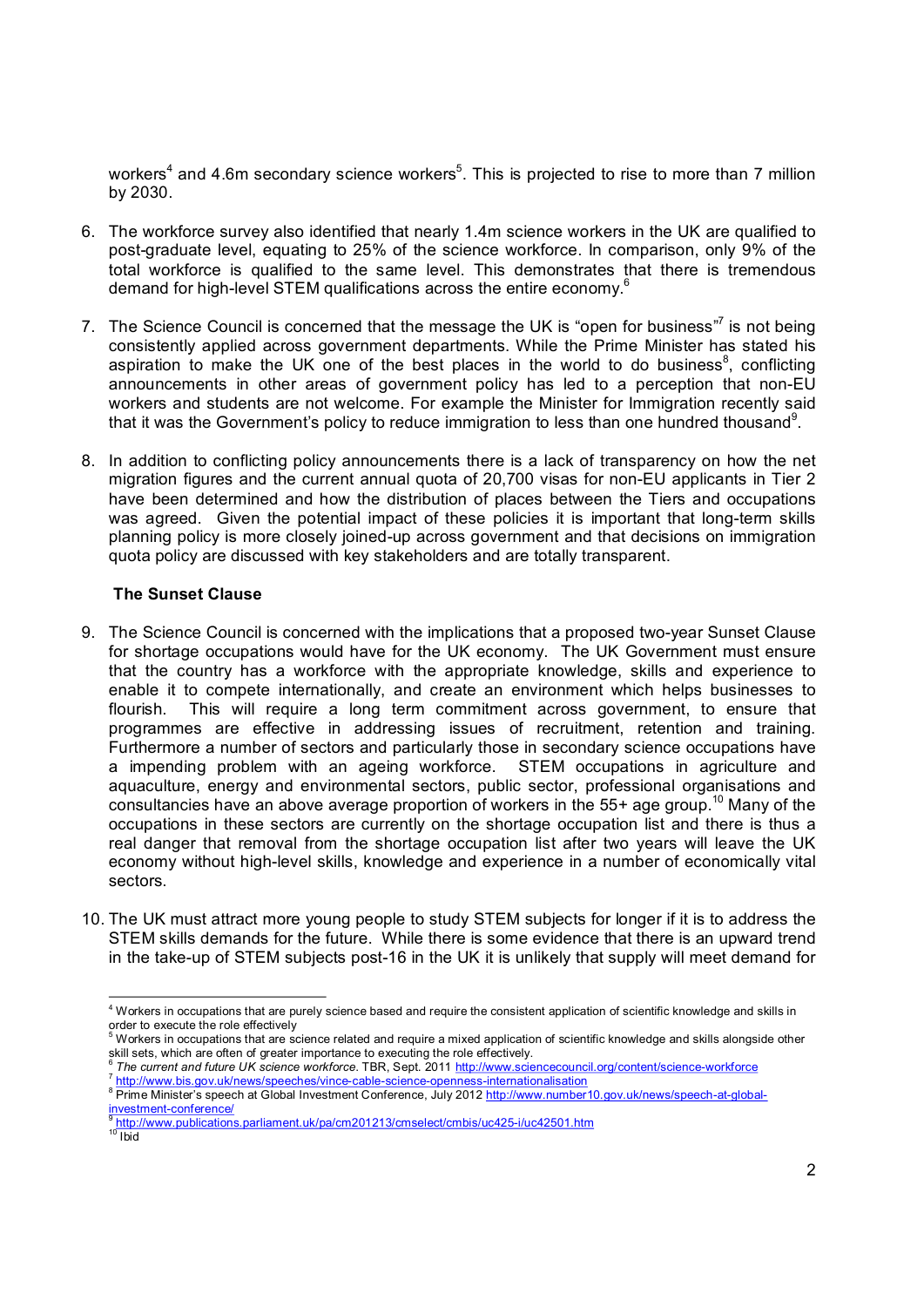workers[4] and 4.6m secondary science workers[5]. This is projected to rise to more than 7 million by 2030.

6. The workforce survey also identified that nearly 1.4m science workers in the UK are qualified to post-graduate level, equating to 25% of the science workforce. In comparison, only 9% of the total workforce is qualified to the same level. This demonstrates that there is tremendous demand for high-level STEM qualifications across the entire economy.[6]

7. The Science Council is concerned that the message the UK is "open for business"[7] is not being consistently applied across government departments. While the Prime Minister has stated his aspiration to make the UK one of the best places in the world to do business[8], conflicting announcements in other areas of government policy has led to a perception that non-EU workers and students are not welcome. For example the Minister for Immigration recently said that it was the Government's policy to reduce immigration to less than one hundred thousand[9].

8. In addition to conflicting policy announcements there is a lack of transparency on how the net migration figures and the current annual quota of 20,700 visas for non-EU applicants in Tier 2 have been determined and how the distribution of places between the Tiers and occupations was agreed. Given the potential impact of these policies it is important that long-term skills planning policy is more closely joined-up across government and that decisions on immigration quota policy are discussed with key stakeholders and are totally transparent.

**The Sunset Clause**

9. The Science Council is concerned with the implications that a proposed two-year Sunset Clause for shortage occupations would have for the UK economy. The UK Government must ensure that the country has a workforce with the appropriate knowledge, skills and experience to enable it to compete internationally, and create an environment which helps businesses to flourish. This will require a long term commitment across government, to ensure that programmes are effective in addressing issues of recruitment, retention and training. Furthermore a number of sectors and particularly those in secondary science occupations have a impending problem with an ageing workforce. STEM occupations in agriculture and aquaculture, energy and environmental sectors, public sector, professional organisations and consultancies have an above average proportion of workers in the 55+ age group.[10] Many of the occupations in these sectors are currently on the shortage occupation list and there is thus a real danger that removal from the shortage occupation list after two years will leave the UK economy without high-level skills, knowledge and experience in a number of economically vital sectors.

10. The UK must attract more young people to study STEM subjects for longer if it is to address the STEM skills demands for the future. While there is some evidence that there is an upward trend in the take-up of STEM subjects post-16 in the UK it is unlikely that supply will meet demand for

---

[4] Workers in occupations that are purely science based and require the consistent application of scientific knowledge and skills in order to execute the role effectively

[5] Workers in occupations that are science related and require a mixed application of scientific knowledge and skills alongside other skill sets, which are often of greater importance to executing the role effectively.

[6] *The current and future UK science workforce*. TBR, Sept. 2011 http://www.sciencecouncil.org/content/science-workforce

[7] http://www.bis.gov.uk/news/speeches/vince-cable-science-openness-internationalisation

[8] Prime Minister's speech at Global Investment Conference, July 2012 http://www.number10.gov.uk/news/speech-at-global-investment-conference/

[9] http://www.publications.parliament.uk/pa/cm201213/cmselect/cmbis/uc425-i/uc42501.htm

[10] Ibid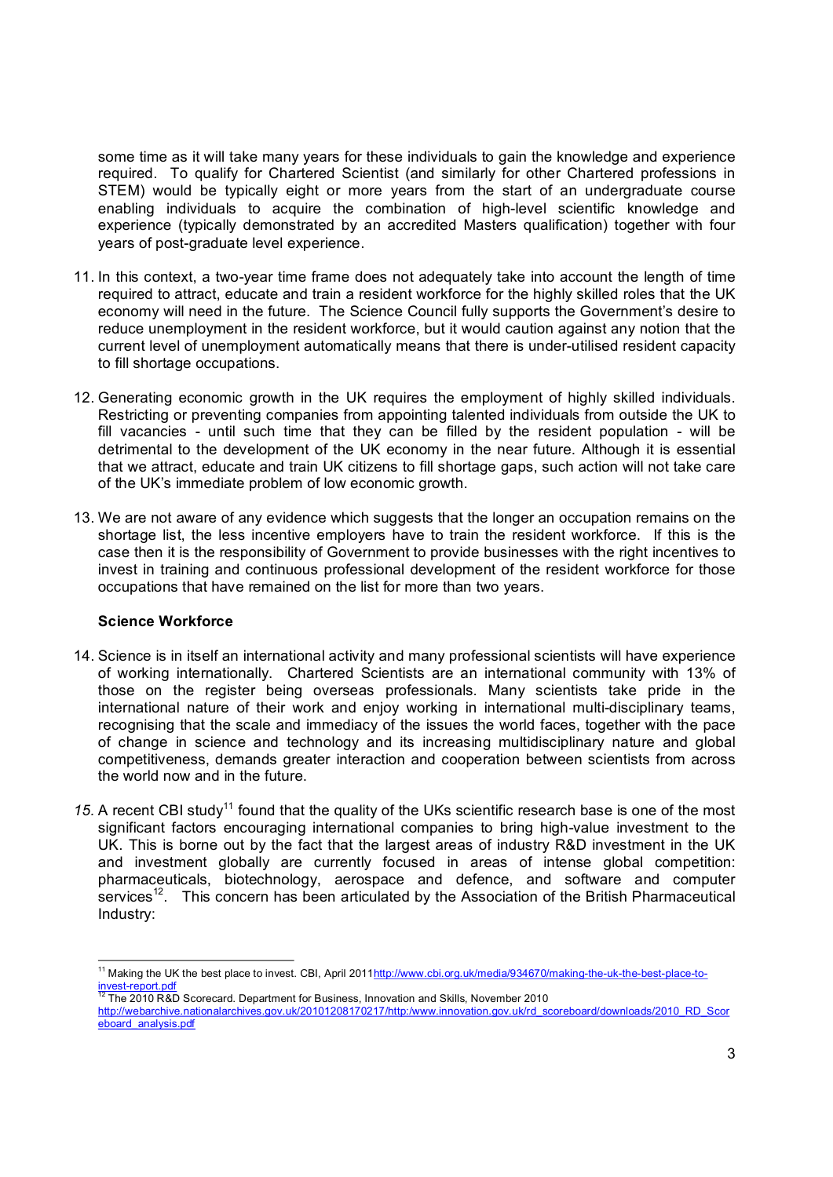some time as it will take many years for these individuals to gain the knowledge and experience required. To qualify for Chartered Scientist (and similarly for other Chartered professions in STEM) would be typically eight or more years from the start of an undergraduate course enabling individuals to acquire the combination of high-level scientific knowledge and experience (typically demonstrated by an accredited Masters qualification) together with four years of post-graduate level experience.

11. In this context, a two-year time frame does not adequately take into account the length of time required to attract, educate and train a resident workforce for the highly skilled roles that the UK economy will need in the future. The Science Council fully supports the Government's desire to reduce unemployment in the resident workforce, but it would caution against any notion that the current level of unemployment automatically means that there is under-utilised resident capacity to fill shortage occupations.

12. Generating economic growth in the UK requires the employment of highly skilled individuals. Restricting or preventing companies from appointing talented individuals from outside the UK to fill vacancies - until such time that they can be filled by the resident population - will be detrimental to the development of the UK economy in the near future. Although it is essential that we attract, educate and train UK citizens to fill shortage gaps, such action will not take care of the UK's immediate problem of low economic growth.

13. We are not aware of any evidence which suggests that the longer an occupation remains on the shortage list, the less incentive employers have to train the resident workforce. If this is the case then it is the responsibility of Government to provide businesses with the right incentives to invest in training and continuous professional development of the resident workforce for those occupations that have remained on the list for more than two years.

**Science Workforce**

14. Science is in itself an international activity and many professional scientists will have experience of working internationally. Chartered Scientists are an international community with 13% of those on the register being overseas professionals. Many scientists take pride in the international nature of their work and enjoy working in international multi-disciplinary teams, recognising that the scale and immediacy of the issues the world faces, together with the pace of change in science and technology and its increasing multidisciplinary nature and global competitiveness, demands greater interaction and cooperation between scientists from across the world now and in the future.

15. A recent CBI study[11] found that the quality of the UKs scientific research base is one of the most significant factors encouraging international companies to bring high-value investment to the UK. This is borne out by the fact that the largest areas of industry R&D investment in the UK and investment globally are currently focused in areas of intense global competition: pharmaceuticals, biotechnology, aerospace and defence, and software and computer services[12]. This concern has been articulated by the Association of the British Pharmaceutical Industry:

---

[11] Making the UK the best place to invest. CBI, April 2011 http://www.cbi.org.uk/media/934670/making-the-uk-the-best-place-to-invest-report.pdf

[12] The 2010 R&D Scorecard. Department for Business, Innovation and Skills, November 2010 http://webarchive.nationalarchives.gov.uk/20101208170217/http:/www.innovation.gov.uk/rd_scoreboard/downloads/2010_RD_Scoreboard_analysis.pdf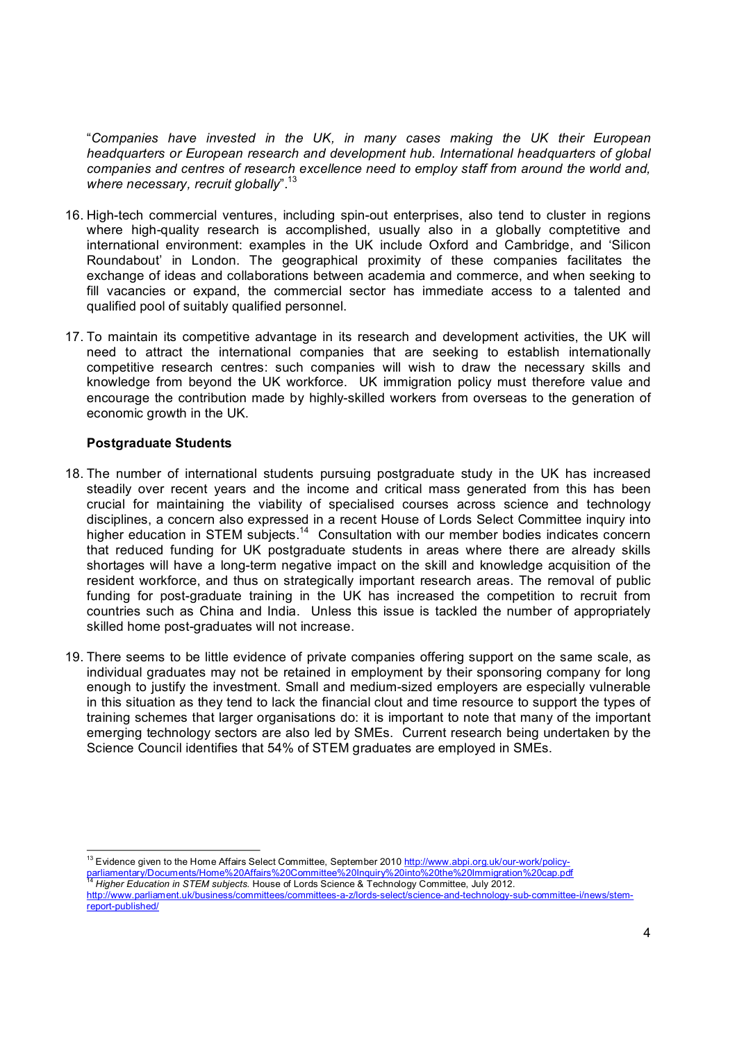"*Companies have invested in the UK, in many cases making the UK their European headquarters or European research and development hub. International headquarters of global companies and centres of research excellence need to employ staff from around the world and, where necessary, recruit globally*".[13]

16. High-tech commercial ventures, including spin-out enterprises, also tend to cluster in regions where high-quality research is accomplished, usually also in a globally comptetitive and international environment: examples in the UK include Oxford and Cambridge, and 'Silicon Roundabout' in London. The geographical proximity of these companies facilitates the exchange of ideas and collaborations between academia and commerce, and when seeking to fill vacancies or expand, the commercial sector has immediate access to a talented and qualified pool of suitably qualified personnel.

17. To maintain its competitive advantage in its research and development activities, the UK will need to attract the international companies that are seeking to establish internationally competitive research centres: such companies will wish to draw the necessary skills and knowledge from beyond the UK workforce. UK immigration policy must therefore value and encourage the contribution made by highly-skilled workers from overseas to the generation of economic growth in the UK.

**Postgraduate Students**

18. The number of international students pursuing postgraduate study in the UK has increased steadily over recent years and the income and critical mass generated from this has been crucial for maintaining the viability of specialised courses across science and technology disciplines, a concern also expressed in a recent House of Lords Select Committee inquiry into higher education in STEM subjects.[14] Consultation with our member bodies indicates concern that reduced funding for UK postgraduate students in areas where there are already skills shortages will have a long-term negative impact on the skill and knowledge acquisition of the resident workforce, and thus on strategically important research areas. The removal of public funding for post-graduate training in the UK has increased the competition to recruit from countries such as China and India. Unless this issue is tackled the number of appropriately skilled home post-graduates will not increase.

19. There seems to be little evidence of private companies offering support on the same scale, as individual graduates may not be retained in employment by their sponsoring company for long enough to justify the investment. Small and medium-sized employers are especially vulnerable in this situation as they tend to lack the financial clout and time resource to support the types of training schemes that larger organisations do: it is important to note that many of the important emerging technology sectors are also led by SMEs. Current research being undertaken by the Science Council identifies that 54% of STEM graduates are employed in SMEs.

---

[13] Evidence given to the Home Affairs Select Committee, September 2010 http://www.abpi.org.uk/our-work/policy-parliamentary/Documents/Home%20Affairs%20Committee%20Inquiry%20into%20the%20Immigration%20cap.pdf

[14] *Higher Education in STEM subjects.* House of Lords Science & Technology Committee, July 2012. http://www.parliament.uk/business/committees/committees-a-z/lords-select/science-and-technology-sub-committee-i/news/stem-report-published/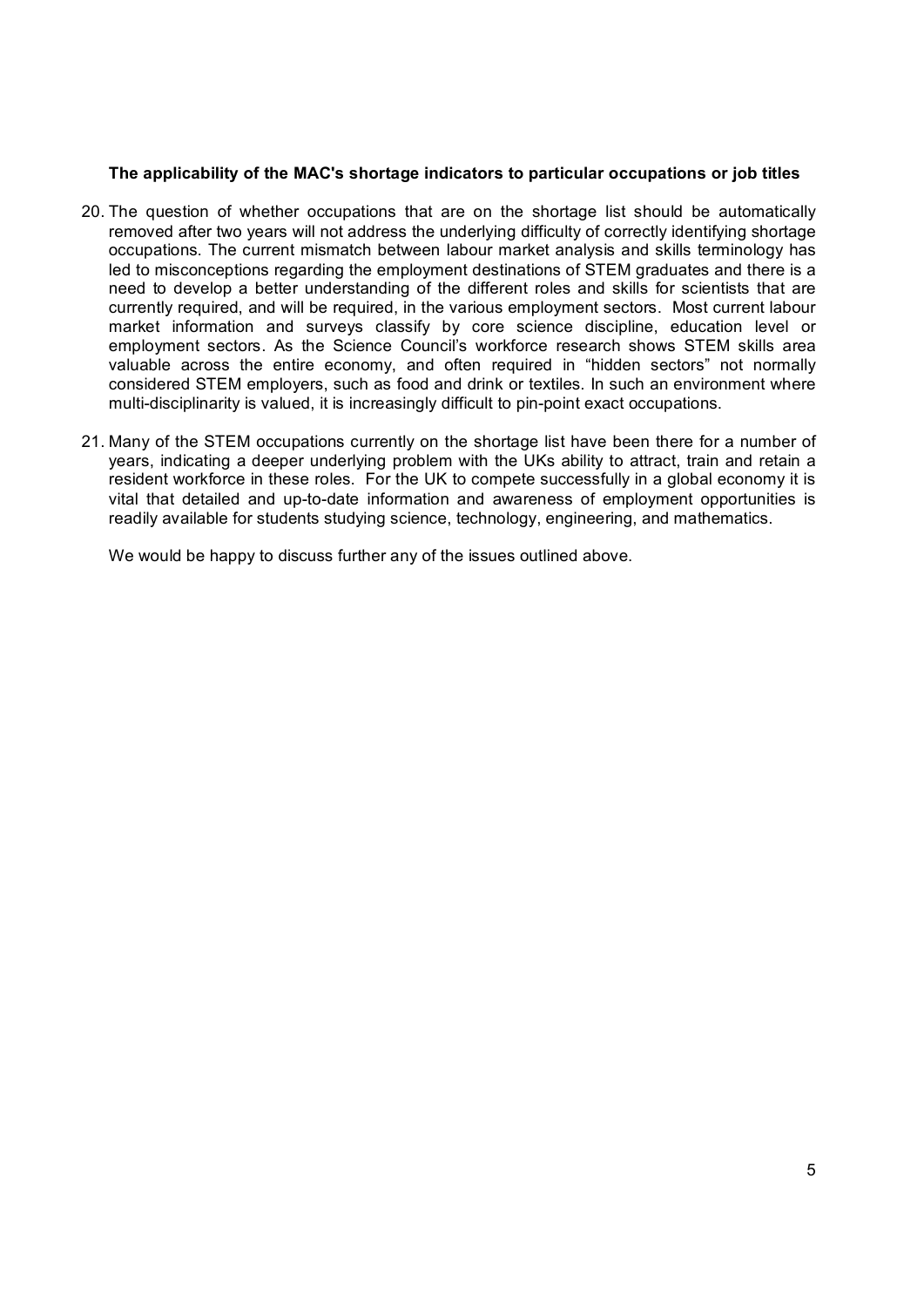**The applicability of the MAC's shortage indicators to particular occupations or job titles**

20. The question of whether occupations that are on the shortage list should be automatically removed after two years will not address the underlying difficulty of correctly identifying shortage occupations. The current mismatch between labour market analysis and skills terminology has led to misconceptions regarding the employment destinations of STEM graduates and there is a need to develop a better understanding of the different roles and skills for scientists that are currently required, and will be required, in the various employment sectors. Most current labour market information and surveys classify by core science discipline, education level or employment sectors. As the Science Council's workforce research shows STEM skills area valuable across the entire economy, and often required in "hidden sectors" not normally considered STEM employers, such as food and drink or textiles. In such an environment where multi-disciplinarity is valued, it is increasingly difficult to pin-point exact occupations.

21. Many of the STEM occupations currently on the shortage list have been there for a number of years, indicating a deeper underlying problem with the UKs ability to attract, train and retain a resident workforce in these roles. For the UK to compete successfully in a global economy it is vital that detailed and up-to-date information and awareness of employment opportunities is readily available for students studying science, technology, engineering, and mathematics.

We would be happy to discuss further any of the issues outlined above.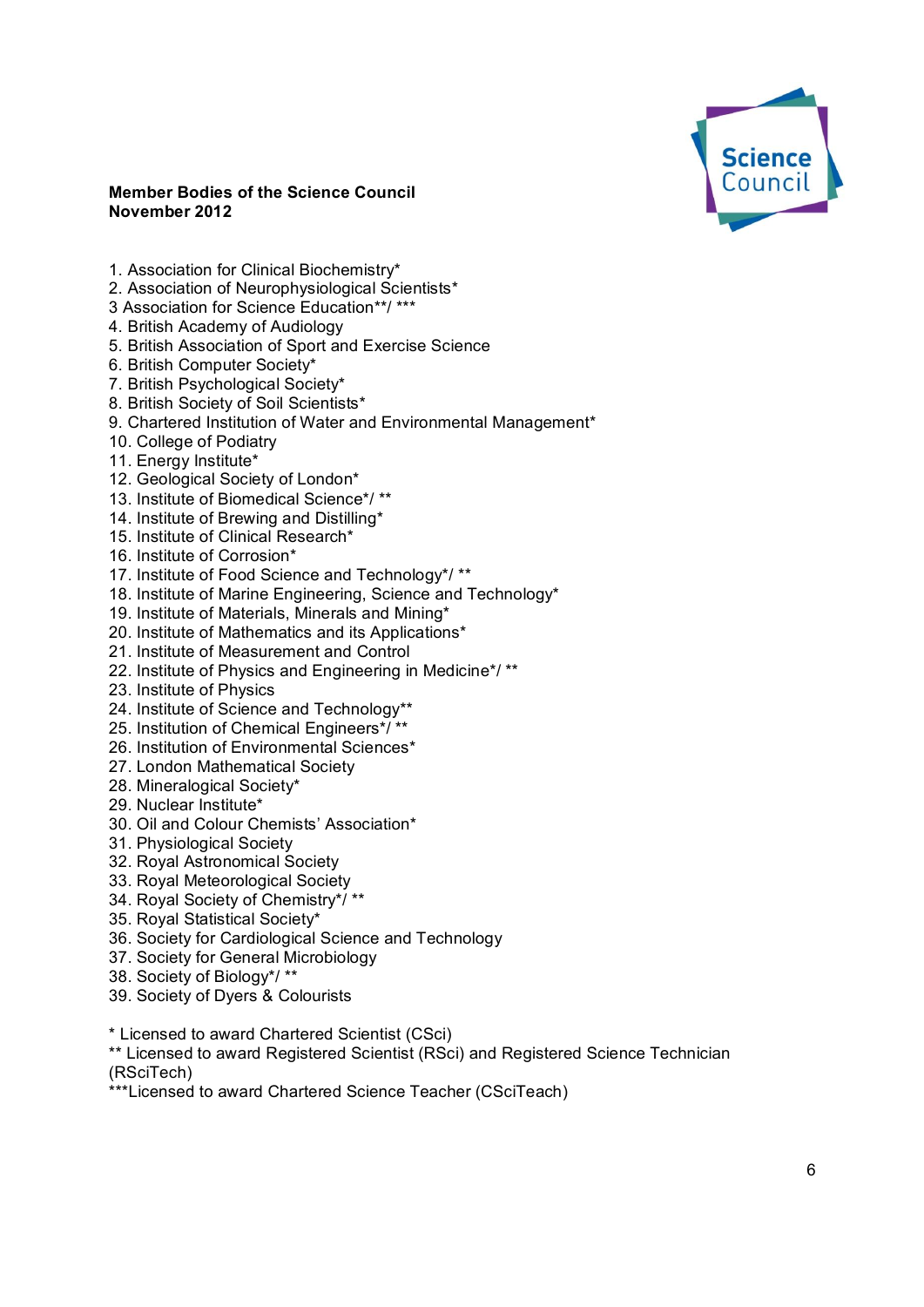**Member Bodies of the Science Council**
**November 2012**

1. Association for Clinical Biochemistry*
2. Association of Neurophysiological Scientists*
3 Association for Science Education**/ ***
4. British Academy of Audiology
5. British Association of Sport and Exercise Science
6. British Computer Society*
7. British Psychological Society*
8. British Society of Soil Scientists*
9. Chartered Institution of Water and Environmental Management*
10. College of Podiatry
11. Energy Institute*
12. Geological Society of London*
13. Institute of Biomedical Science*/ **
14. Institute of Brewing and Distilling*
15. Institute of Clinical Research*
16. Institute of Corrosion*
17. Institute of Food Science and Technology*/ **
18. Institute of Marine Engineering, Science and Technology*
19. Institute of Materials, Minerals and Mining*
20. Institute of Mathematics and its Applications*
21. Institute of Measurement and Control
22. Institute of Physics and Engineering in Medicine*/ **
23. Institute of Physics
24. Institute of Science and Technology**
25. Institution of Chemical Engineers*/ **
26. Institution of Environmental Sciences*
27. London Mathematical Society
28. Mineralogical Society*
29. Nuclear Institute*
30. Oil and Colour Chemists' Association*
31. Physiological Society
32. Royal Astronomical Society
33. Royal Meteorological Society
34. Royal Society of Chemistry*/ **
35. Royal Statistical Society*
36. Society for Cardiological Science and Technology
37. Society for General Microbiology
38. Society of Biology*/ **
39. Society of Dyers & Colourists

* Licensed to award Chartered Scientist (CSci)
** Licensed to award Registered Scientist (RSci) and Registered Science Technician (RSciTech)
***Licensed to award Chartered Science Teacher (CSciTeach)